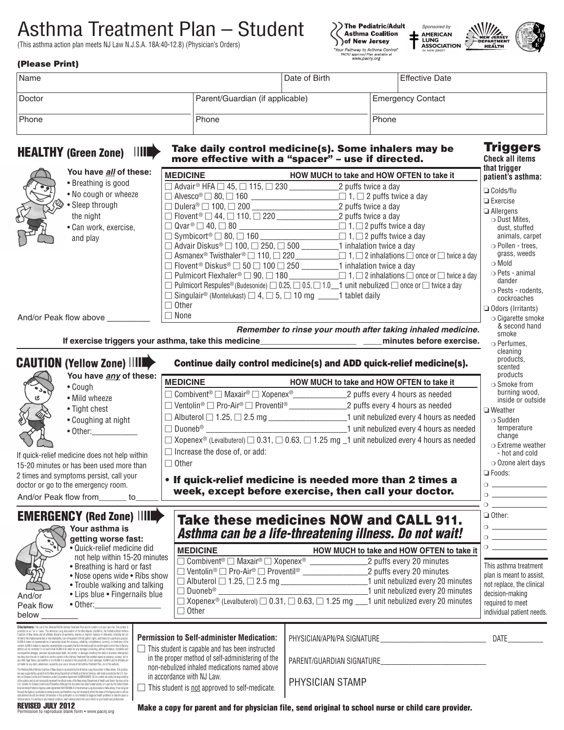# Asthma Treatment Plan – Student

(This asthma action plan meets NJ Law N.J.S.A. 18A:40-12.8) (Physician's Orders)

The Pediatric/Adult Asthma Coalition of New Jersey
"Your Pathway to Asthma Control"
PACNJ approved Plan available at www.pacnj.org

Sponsored by AMERICAN LUNG ASSOCIATION IN NEW JERSEY

NEW JERSEY DEPARTMENT OF HEALTH

**(Please Print)**

| Name | | Date of Birth | Effective Date |
|---|---|---|---|
| Doctor | Parent/Guardian (if applicable) | | Emergency Contact |
| Phone | Phone | | Phone |

## HEALTHY (Green Zone)

**Take daily control medicine(s). Some inhalers may be more effective with a "spacer" – use if directed.**

**You have *all* of these:**
- Breathing is good
- No cough or wheeze
- Sleep through the night
- Can work, exercise, and play

And/or Peak flow above __________

| MEDICINE | HOW MUCH to take and HOW OFTEN to take it |
|---|---|
| ☐ Advair® HFA ☐ 45, ☐ 115, ☐ 230 | 2 puffs twice a day |
| ☐ Alvesco® ☐ 80, ☐ 160 | ☐ 1, ☐ 2 puffs twice a day |
| ☐ Dulera® ☐ 100, ☐ 200 | 2 puffs twice a day |
| ☐ Flovent® ☐ 44, ☐ 110, ☐ 220 | 2 puffs twice a day |
| ☐ Qvar® ☐ 40, ☐ 80 | ☐ 1, ☐ 2 puffs twice a day |
| ☐ Symbicort® ☐ 80, ☐ 160 | ☐ 1, ☐ 2 puffs twice a day |
| ☐ Advair Diskus® ☐ 100, ☐ 250, ☐ 500 | 1 inhalation twice a day |
| ☐ Asmanex® Twisthaler® ☐ 110, ☐ 220 | ☐ 1, ☐ 2 inhalations ☐ once or ☐ twice a day |
| ☐ Flovent® Diskus® ☐ 50 ☐ 100 ☐ 250 | 1 inhalation twice a day |
| ☐ Pulmicort Flexhaler® ☐ 90, ☐ 180 | ☐ 1, ☐ 2 inhalations ☐ once or ☐ twice a day |
| ☐ Pulmicort Respules® (Budesonide) ☐ 0.25, ☐ 0.5, ☐ 1.0 | 1 unit nebulized ☐ once or ☐ twice a day |
| ☐ Singulair® (Montelukast) ☐ 4, ☐ 5, ☐ 10 mg | 1 tablet daily |
| ☐ Other | |
| ☐ None | |

***Remember to rinse your mouth after taking inhaled medicine.***

**If exercise triggers your asthma, take this medicine______________________ ____minutes before exercise.**

## CAUTION (Yellow Zone)

**Continue daily control medicine(s) and ADD quick-relief medicine(s).**

**You have *any* of these:**
- Cough
- Mild wheeze
- Tight chest
- Coughing at night
- Other:___________

If quick-relief medicine does not help within 15-20 minutes or has been used more than 2 times and symptoms persist, call your doctor or go to the emergency room.

And/or Peak flow from______ to_____

| MEDICINE | HOW MUCH to take and HOW OFTEN to take it |
|---|---|
| ☐ Combivent® ☐ Maxair® ☐ Xopenex® | 2 puffs every 4 hours as needed |
| ☐ Ventolin® ☐ Pro-Air® ☐ Proventil® | 2 puffs every 4 hours as needed |
| ☐ Albuterol ☐ 1.25, ☐ 2.5 mg | 1 unit nebulized every 4 hours as needed |
| ☐ Duoneb® | 1 unit nebulized every 4 hours as needed |
| ☐ Xopenex® (Levalbuterol) ☐ 0.31, ☐ 0.63, ☐ 1.25 mg | 1 unit nebulized every 4 hours as needed |
| ☐ Increase the dose of, or add: | |
| ☐ Other | |

- **If quick-relief medicine is needed more than 2 times a week, except before exercise, then call your doctor.**

## EMERGENCY (Red Zone)

**Take these medicines NOW and CALL 911.**
***Asthma can be a life-threatening illness. Do not wait!***

**Your asthma is getting worse fast:**
- Quick-relief medicine did not help within 15-20 minutes
- Breathing is hard or fast
- Nose opens wide • Ribs show
- Trouble walking and talking
- Lips blue • Fingernails blue
- Other:_______________

And/or Peak flow below ________

| MEDICINE | HOW MUCH to take and HOW OFTEN to take it |
|---|---|
| ☐ Combivent® ☐ Maxair® ☐ Xopenex® | 2 puffs every 20 minutes |
| ☐ Ventolin® ☐ Pro-Air® ☐ Proventil® | 2 puffs every 20 minutes |
| ☐ Albuterol ☐ 1.25, ☐ 2.5 mg | 1 unit nebulized every 20 minutes |
| ☐ Duoneb® | 1 unit nebulized every 20 minutes |
| ☐ Xopenex® (Levalbuterol) ☐ 0.31, ☐ 0.63, ☐ 1.25 mg | 1 unit nebulized every 20 minutes |
| ☐ Other | |

## Triggers

**Check all items that trigger patient's asthma:**

- ☐ Colds/flu
- ☐ Exercise
- ☐ Allergens
  - ○ Dust Mites, dust, stuffed animals, carpet
  - ○ Pollen - trees, grass, weeds
  - ○ Mold
  - ○ Pets - animal dander
  - ○ Pests - rodents, cockroaches
- ☐ Odors (Irritants)
  - ○ Cigarette smoke & second hand smoke
  - ○ Perfumes, cleaning products, scented products
  - ○ Smoke from burning wood, inside or outside
- ☐ Weather
  - ○ Sudden temperature change
  - ○ Extreme weather - hot and cold
  - ○ Ozone alert days
- ☐ Foods:
  - ○ ____________
  - ○ ____________
  - ○ ____________
- ☐ Other:
  - ○ ____________
  - ○ ____________
  - ○ ____________

This asthma treatment plan is meant to assist, not replace, the clinical decision-making required to meet individual patient needs.

**Permission to Self-administer Medication:**

☐ This student is capable and has been instructed in the proper method of self-administering of the non-nebulized inhaled medications named above in accordance with NJ Law.

☐ This student is not approved to self-medicate.

PHYSICIAN/APN/PA SIGNATURE____________________________ DATE_________

PARENT/GUARDIAN SIGNATURE____________________________

PHYSICIAN STAMP

**REVISED JULY 2012**
Permission to reproduce blank form • www.pacnj.org

**Make a copy for parent and for physician file, send original to school nurse or child care provider.**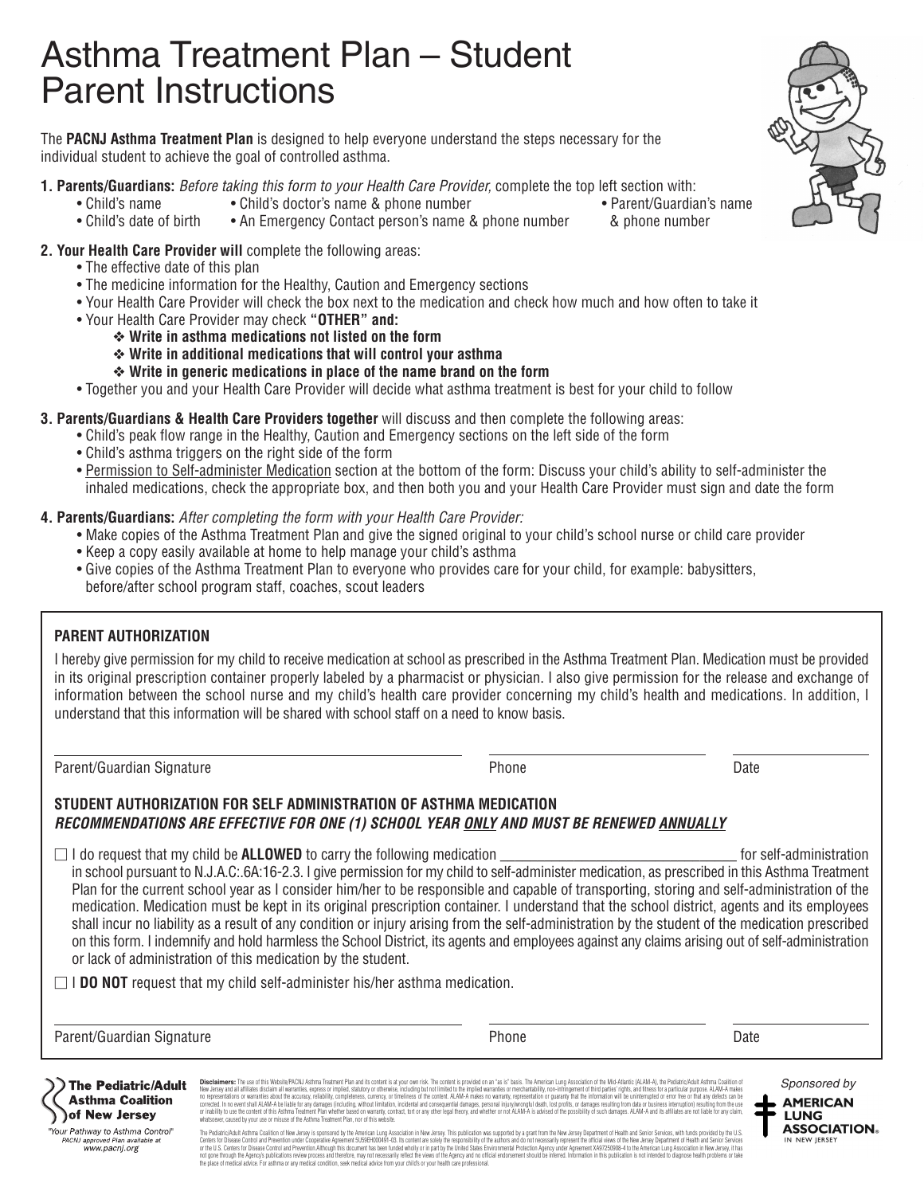# Asthma Treatment Plan – Student Parent Instructions

The **PACNJ Asthma Treatment Plan** is designed to help everyone understand the steps necessary for the individual student to achieve the goal of controlled asthma.

**1. Parents/Guardians:** *Before taking this form to your Health Care Provider,* complete the top left section with:

- Child's name
- Child's date of birth
- Child's doctor's name & phone number
- An Emergency Contact person's name & phone number
- Parent/Guardian's name & phone number

**2. Your Health Care Provider will** complete the following areas:

- The effective date of this plan
- The medicine information for the Healthy, Caution and Emergency sections
- Your Health Care Provider will check the box next to the medication and check how much and how often to take it
- Your Health Care Provider may check **"OTHER" and:**
  - ❖ **Write in asthma medications not listed on the form**
  - ❖ **Write in additional medications that will control your asthma**
  - ❖ **Write in generic medications in place of the name brand on the form**
- Together you and your Health Care Provider will decide what asthma treatment is best for your child to follow

**3. Parents/Guardians & Health Care Providers together** will discuss and then complete the following areas:

- Child's peak flow range in the Healthy, Caution and Emergency sections on the left side of the form
- Child's asthma triggers on the right side of the form
- Permission to Self-administer Medication section at the bottom of the form: Discuss your child's ability to self-administer the inhaled medications, check the appropriate box, and then both you and your Health Care Provider must sign and date the form

**4. Parents/Guardians:** *After completing the form with your Health Care Provider:*

- Make copies of the Asthma Treatment Plan and give the signed original to your child's school nurse or child care provider
- Keep a copy easily available at home to help manage your child's asthma
- Give copies of the Asthma Treatment Plan to everyone who provides care for your child, for example: babysitters, before/after school program staff, coaches, scout leaders

## PARENT AUTHORIZATION

I hereby give permission for my child to receive medication at school as prescribed in the Asthma Treatment Plan. Medication must be provided in its original prescription container properly labeled by a pharmacist or physician. I also give permission for the release and exchange of information between the school nurse and my child's health care provider concerning my child's health and medications. In addition, I understand that this information will be shared with school staff on a need to know basis.

_______________________ Parent/Guardian Signature &nbsp;&nbsp; _____________ Phone &nbsp;&nbsp; _________ Date

## STUDENT AUTHORIZATION FOR SELF ADMINISTRATION OF ASTHMA MEDICATION

***RECOMMENDATIONS ARE EFFECTIVE FOR ONE (1) SCHOOL YEAR ONLY AND MUST BE RENEWED ANNUALLY***

☐ I do request that my child be **ALLOWED** to carry the following medication _______________ for self-administration in school pursuant to N.J.A.C:.6A:16-2.3. I give permission for my child to self-administer medication, as prescribed in this Asthma Treatment Plan for the current school year as I consider him/her to be responsible and capable of transporting, storing and self-administration of the medication. Medication must be kept in its original prescription container. I understand that the school district, agents and its employees shall incur no liability as a result of any condition or injury arising from the self-administration by the student of the medication prescribed on this form. I indemnify and hold harmless the School District, its agents and employees against any claims arising out of self-administration or lack of administration of this medication by the student.

☐ I **DO NOT** request that my child self-administer his/her asthma medication.

_______________________ Parent/Guardian Signature &nbsp;&nbsp; _____________ Phone &nbsp;&nbsp; _________ Date

**The Pediatric/Adult Asthma Coalition of New Jersey**

*"Your Pathway to Asthma Control"*
*PACNJ approved Plan available at www.pacnj.org*

**Disclaimers:** The use of this Website/PACNJ Asthma Treatment Plan and its content is at your own risk. The content is provided on an "as is" basis. The American Lung Association of the Mid-Atlantic (ALAM-A), the Pediatric/Adult Asthma Coalition of New Jersey and all affiliates disclaim all warranties, express or implied, statutory or otherwise, including but not limited to the implied warranties or merchantability, non-infringement of third parties' rights, and fitness for a particular purpose. ALAM-A makes no representations or warranties about the accuracy, reliability, completeness, currency, or timeliness of the content. ALAM-A makes no warranty, representation or guaranty that the information will be uninterrupted or error free or that any defects can be corrected. In no event shall ALAM-A be liable for any damages (including, without limitation, incidental and consequential damages, personal injury/wrongful death, lost profits, or damages resulting from data or business interruption) resulting from the use or inability to use the content of this Asthma Treatment Plan whether based on warranty, contract, tort or any other legal theory, and whether or not ALAM-A is advised of the possibility of such damages. ALAM-A and its affiliates are not liable for any claim, whatsoever, caused by your use or misuse of the Asthma Treatment Plan, nor of this website.

The Pediatric/Adult Asthma Coalition of New Jersey is sponsored by the American Lung Association in New Jersey. This publication was supported by a grant from the New Jersey Department of Health and Senior Services, with funds provided by the U.S. Centers for Disease Control and Prevention under Cooperative Agreement 5U59EH000491-03. Its content are solely the responsibility of the authors and do not necessarily represent the official views of the New Jersey Department of Health and Senior Services or the U.S. Centers for Disease Control and Prevention. Although this document has been funded wholly or in part by the United States Environmental Protection Agency under Agreement XA97250908-4 to the American Lung Association in New Jersey, it has not gone through the Agency's publications review process and therefore, may not necessarily reflect the views of the Agency and no official endorsement should be inferred. Information in this publication is not intended to diagnose health problems or take the place of medical advice. For asthma or any medical condition, seek medical advice from your child's or your health care professional.

*Sponsored by*
**AMERICAN LUNG ASSOCIATION.** IN NEW JERSEY